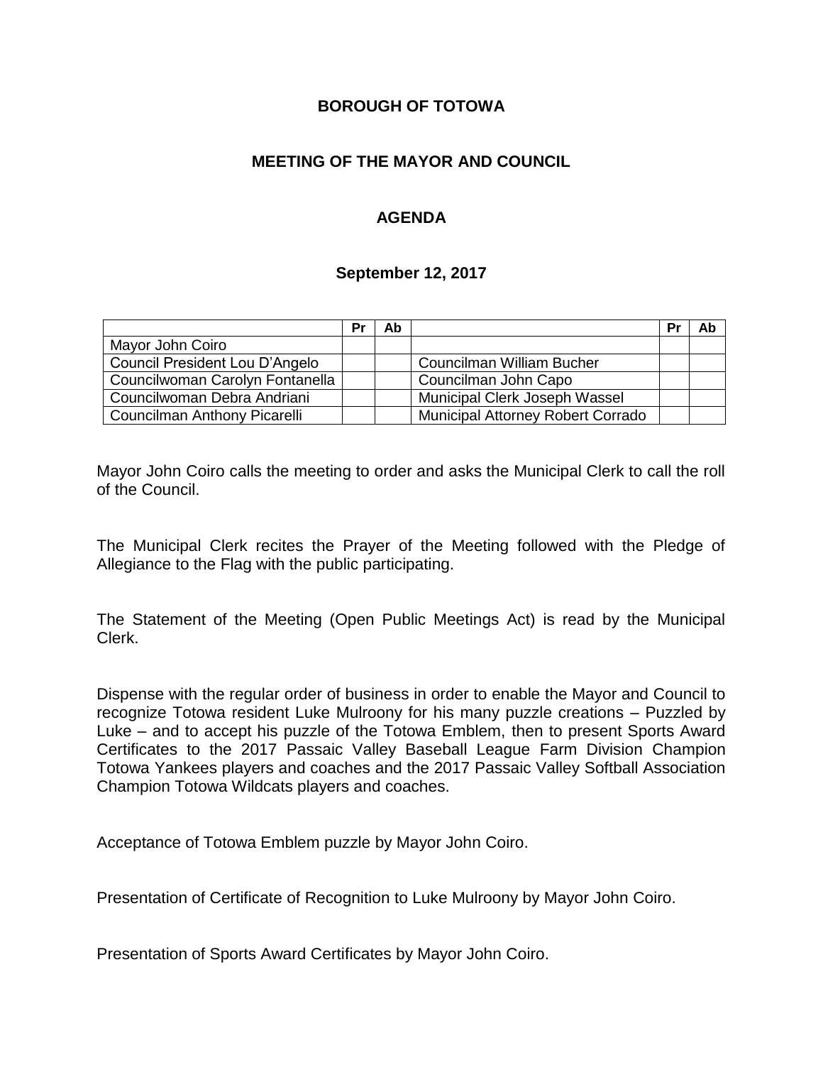**BOROUGH OF TOTOWA**

**MEETING OF THE MAYOR AND COUNCIL**

**AGENDA**

**September 12, 2017**

| | Pr | Ab | | Pr | Ab |
|---|---|---|---|---|---|
| Mayor John Coiro | | | | | |
| Council President Lou D'Angelo | | | Councilman William Bucher | | |
| Councilwoman Carolyn Fontanella | | | Councilman John Capo | | |
| Councilwoman Debra Andriani | | | Municipal Clerk Joseph Wassel | | |
| Councilman Anthony Picarelli | | | Municipal Attorney Robert Corrado | | |

Mayor John Coiro calls the meeting to order and asks the Municipal Clerk to call the roll of the Council.

The Municipal Clerk recites the Prayer of the Meeting followed with the Pledge of Allegiance to the Flag with the public participating.

The Statement of the Meeting (Open Public Meetings Act) is read by the Municipal Clerk.

Dispense with the regular order of business in order to enable the Mayor and Council to recognize Totowa resident Luke Mulroony for his many puzzle creations – Puzzled by Luke – and to accept his puzzle of the Totowa Emblem, then to present Sports Award Certificates to the 2017 Passaic Valley Baseball League Farm Division Champion Totowa Yankees players and coaches and the 2017 Passaic Valley Softball Association Champion Totowa Wildcats players and coaches.

Acceptance of Totowa Emblem puzzle by Mayor John Coiro.

Presentation of Certificate of Recognition to Luke Mulroony by Mayor John Coiro.

Presentation of Sports Award Certificates by Mayor John Coiro.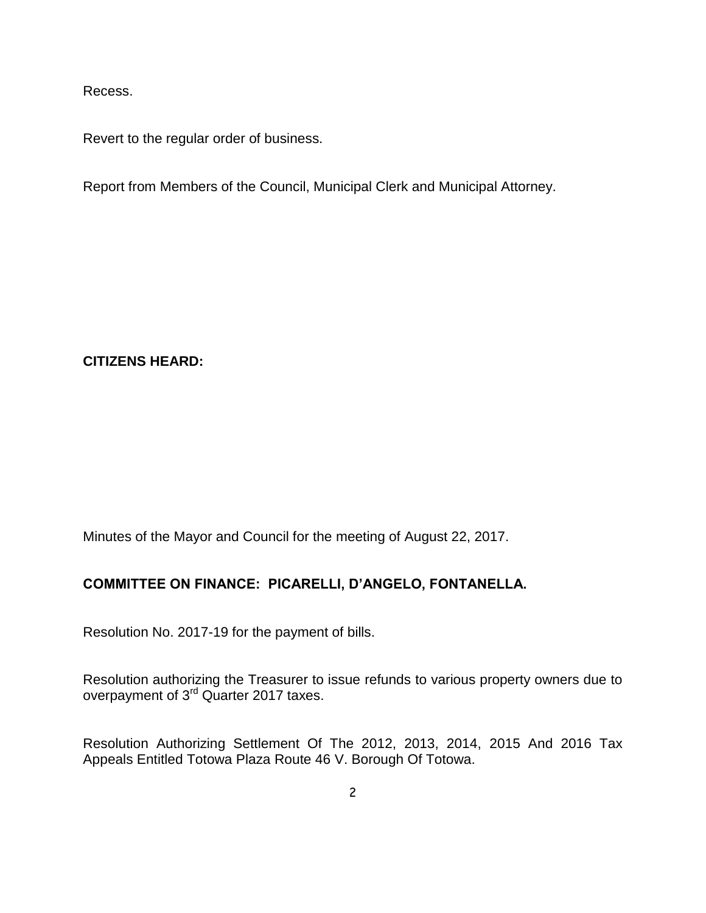Recess.

Revert to the regular order of business.

Report from Members of the Council, Municipal Clerk and Municipal Attorney.

**CITIZENS HEARD:**

Minutes of the Mayor and Council for the meeting of August 22, 2017.

**COMMITTEE ON FINANCE: PICARELLI, D'ANGELO, FONTANELLA.**

Resolution No. 2017-19 for the payment of bills.

Resolution authorizing the Treasurer to issue refunds to various property owners due to overpayment of 3rd Quarter 2017 taxes.

Resolution Authorizing Settlement Of The 2012, 2013, 2014, 2015 And 2016 Tax Appeals Entitled Totowa Plaza Route 46 V. Borough Of Totowa.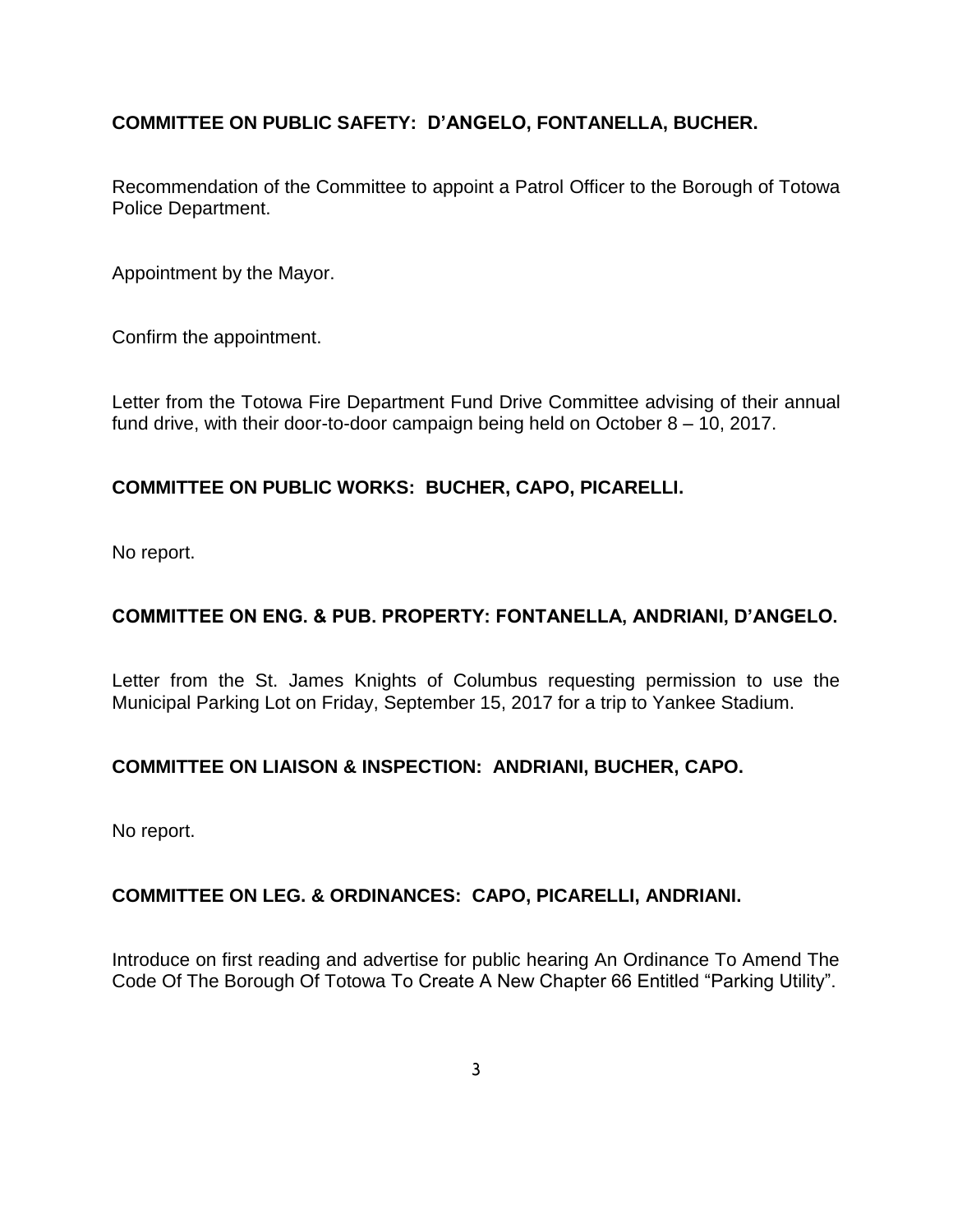**COMMITTEE ON PUBLIC SAFETY: D'ANGELO, FONTANELLA, BUCHER.**

Recommendation of the Committee to appoint a Patrol Officer to the Borough of Totowa Police Department.

Appointment by the Mayor.

Confirm the appointment.

Letter from the Totowa Fire Department Fund Drive Committee advising of their annual fund drive, with their door-to-door campaign being held on October 8 – 10, 2017.

**COMMITTEE ON PUBLIC WORKS: BUCHER, CAPO, PICARELLI.**

No report.

**COMMITTEE ON ENG. & PUB. PROPERTY: FONTANELLA, ANDRIANI, D'ANGELO.**

Letter from the St. James Knights of Columbus requesting permission to use the Municipal Parking Lot on Friday, September 15, 2017 for a trip to Yankee Stadium.

**COMMITTEE ON LIAISON & INSPECTION: ANDRIANI, BUCHER, CAPO.**

No report.

**COMMITTEE ON LEG. & ORDINANCES: CAPO, PICARELLI, ANDRIANI.**

Introduce on first reading and advertise for public hearing An Ordinance To Amend The Code Of The Borough Of Totowa To Create A New Chapter 66 Entitled "Parking Utility".